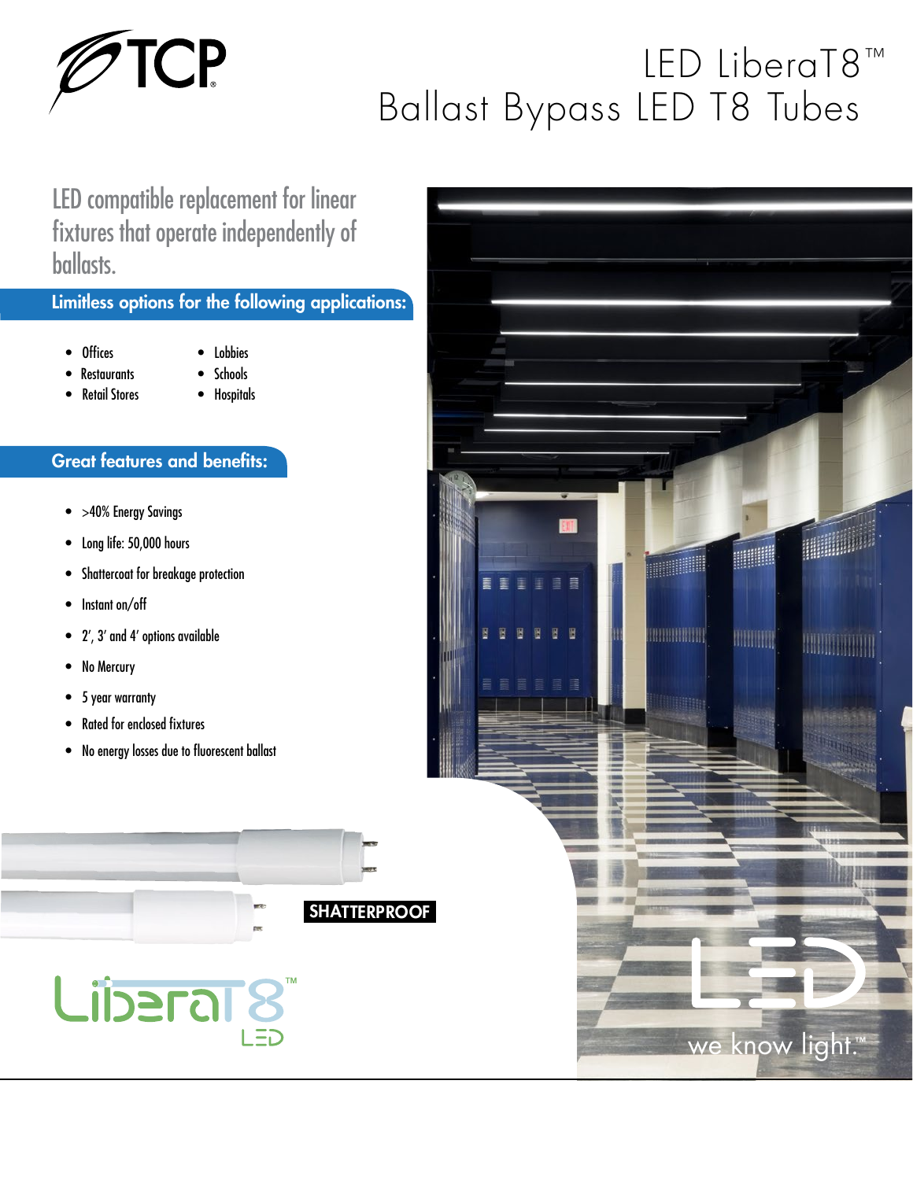TCP

# LED LiberaT8™ Ballast Bypass LED T8 Tubes

## LED compatible replacement for linear fixtures that operate independently of ballasts.

### Limitless options for the following applications:

- Offices
- Restaurants
- Retail Stores
- Lobbies
- Schools
- Hospitals

### Great features and benefits:

- >40% Energy Savings
- Long life: 50,000 hours
- Shattercoat for breakage protection
- Instant on/off
- 2', 3' and 4' options available
- No Mercury
- 5 year warranty
- Rated for enclosed fixtures
- No energy losses due to fluorescent ballast

**SHATTERPROOF**

LiberaT8™ LED

LED we know light.™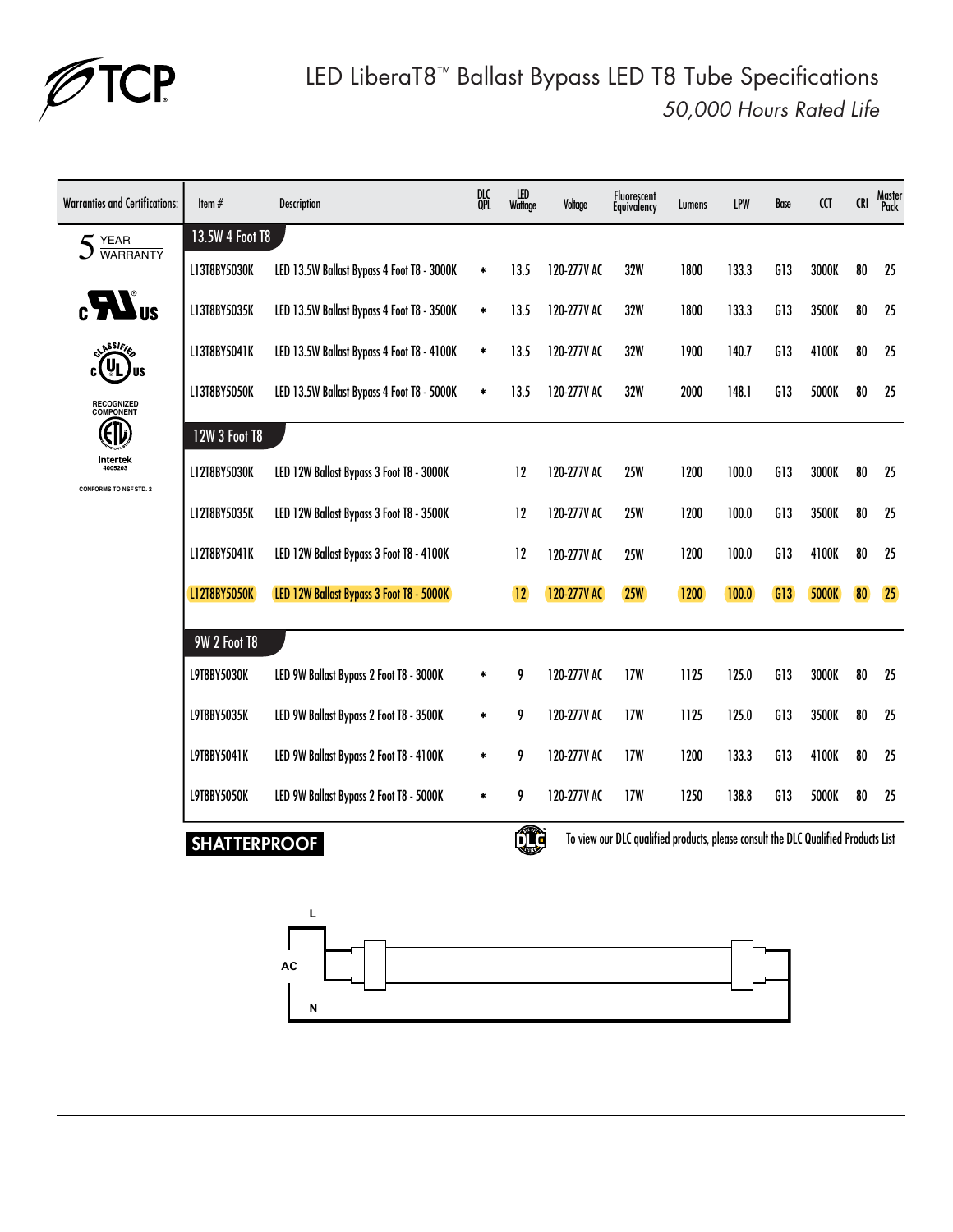# LED LiberaT8™ Ballast Bypass LED T8 Tube Specifications

*50,000 Hours Rated Life*

**Warranties and Certifications:**

5 YEAR WARRANTY

RECOGNIZED COMPONENT

Intertek 4005203

CONFORMS TO NSF STD. 2

| Item # | Description | DLC QPL | LED Wattage | Voltage | Fluorescent Equivalency | Lumens | LPW | Base | CCT | CRI | Master Pack |
|---|---|---|---|---|---|---|---|---|---|---|---|
| **13.5W 4 Foot T8** | | | | | | | | | | | |
| L13T8BY5030K | LED 13.5W Ballast Bypass 4 Foot T8 - 3000K | * | 13.5 | 120-277V AC | 32W | 1800 | 133.3 | G13 | 3000K | 80 | 25 |
| L13T8BY5035K | LED 13.5W Ballast Bypass 4 Foot T8 - 3500K | * | 13.5 | 120-277V AC | 32W | 1800 | 133.3 | G13 | 3500K | 80 | 25 |
| L13T8BY5041K | LED 13.5W Ballast Bypass 4 Foot T8 - 4100K | * | 13.5 | 120-277V AC | 32W | 1900 | 140.7 | G13 | 4100K | 80 | 25 |
| L13T8BY5050K | LED 13.5W Ballast Bypass 4 Foot T8 - 5000K | * | 13.5 | 120-277V AC | 32W | 2000 | 148.1 | G13 | 5000K | 80 | 25 |
| **12W 3 Foot T8** | | | | | | | | | | | |
| L12T8BY5030K | LED 12W Ballast Bypass 3 Foot T8 - 3000K | | 12 | 120-277V AC | 25W | 1200 | 100.0 | G13 | 3000K | 80 | 25 |
| L12T8BY5035K | LED 12W Ballast Bypass 3 Foot T8 - 3500K | | 12 | 120-277V AC | 25W | 1200 | 100.0 | G13 | 3500K | 80 | 25 |
| L12T8BY5041K | LED 12W Ballast Bypass 3 Foot T8 - 4100K | | 12 | 120-277V AC | 25W | 1200 | 100.0 | G13 | 4100K | 80 | 25 |
| L12T8BY5050K | LED 12W Ballast Bypass 3 Foot T8 - 5000K | | 12 | 120-277V AC | 25W | 1200 | 100.0 | G13 | 5000K | 80 | 25 |
| **9W 2 Foot T8** | | | | | | | | | | | |
| L9T8BY5030K | LED 9W Ballast Bypass 2 Foot T8 - 3000K | * | 9 | 120-277V AC | 17W | 1125 | 125.0 | G13 | 3000K | 80 | 25 |
| L9T8BY5035K | LED 9W Ballast Bypass 2 Foot T8 - 3500K | * | 9 | 120-277V AC | 17W | 1125 | 125.0 | G13 | 3500K | 80 | 25 |
| L9T8BY5041K | LED 9W Ballast Bypass 2 Foot T8 - 4100K | * | 9 | 120-277V AC | 17W | 1200 | 133.3 | G13 | 4100K | 80 | 25 |
| L9T8BY5050K | LED 9W Ballast Bypass 2 Foot T8 - 5000K | * | 9 | 120-277V AC | 17W | 1250 | 138.8 | G13 | 5000K | 80 | 25 |

**SHATTERPROOF**

To view our DLC qualified products, please consult the DLC Qualified Products List

L

AC

N